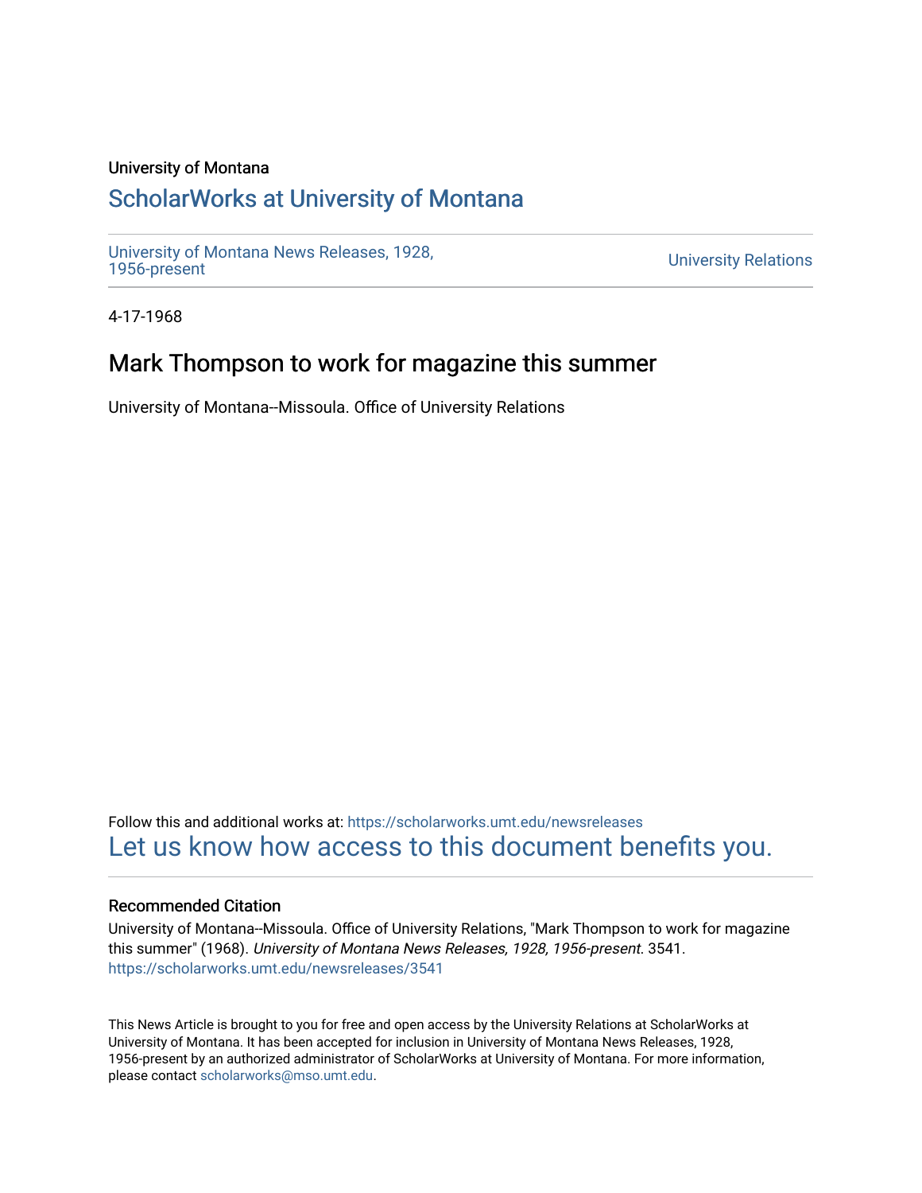University of Montana

# ScholarWorks at University of Montana

University of Montana News Releases, 1928, 1956-present

University Relations

4-17-1968

## Mark Thompson to work for magazine this summer

University of Montana--Missoula. Office of University Relations

Follow this and additional works at: https://scholarworks.umt.edu/newsreleases

Let us know how access to this document benefits you.

### Recommended Citation

University of Montana--Missoula. Office of University Relations, "Mark Thompson to work for magazine this summer" (1968). *University of Montana News Releases, 1928, 1956-present*. 3541.
https://scholarworks.umt.edu/newsreleases/3541

This News Article is brought to you for free and open access by the University Relations at ScholarWorks at University of Montana. It has been accepted for inclusion in University of Montana News Releases, 1928, 1956-present by an authorized administrator of ScholarWorks at University of Montana. For more information, please contact scholarworks@mso.umt.edu.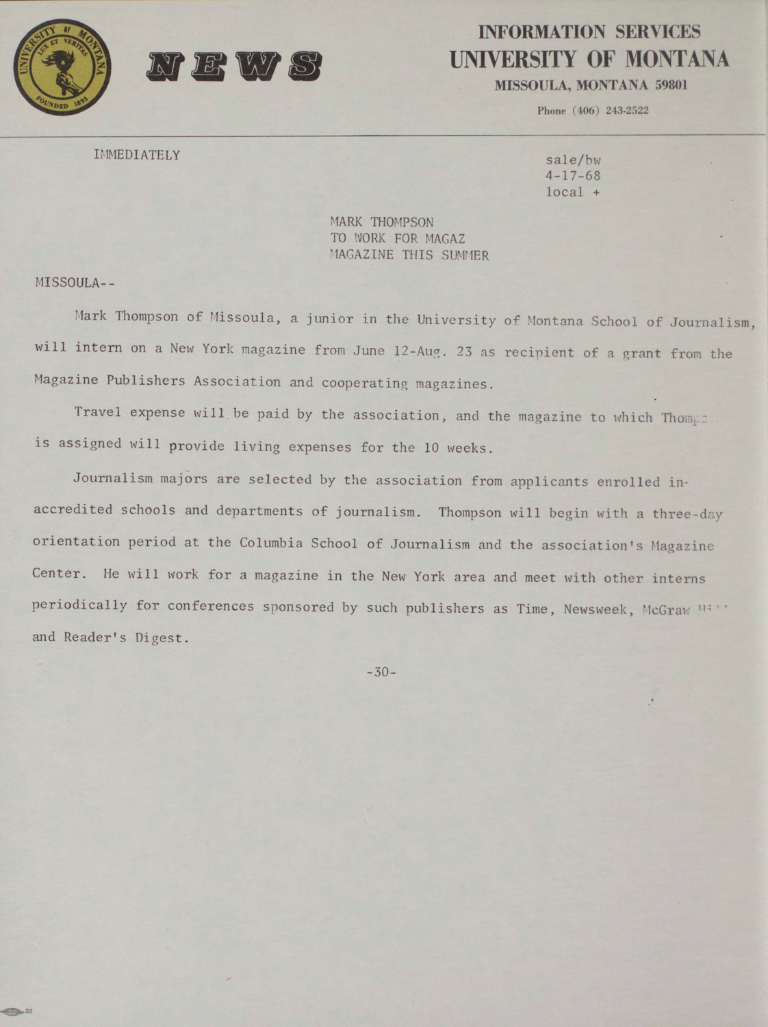# NEWS

**INFORMATION SERVICES**
**UNIVERSITY OF MONTANA**
**MISSOULA, MONTANA 59801**
Phone (406) 243-2522

IMMEDIATELY

sale/bw
4-17-68
local +

MARK THOMPSON
TO WORK FOR MAGAZ
MAGAZINE THIS SUMMER

MISSOULA--

Mark Thompson of Missoula, a junior in the University of Montana School of Journalism, will intern on a New York magazine from June 12-Aug. 23 as recipient of a grant from the Magazine Publishers Association and cooperating magazines.

Travel expense will be paid by the association, and the magazine to which Thompson is assigned will provide living expenses for the 10 weeks.

Journalism majors are selected by the association from applicants enrolled in accredited schools and departments of journalism. Thompson will begin with a three-day orientation period at the Columbia School of Journalism and the association's Magazine Center. He will work for a magazine in the New York area and meet with other interns periodically for conferences sponsored by such publishers as Time, Newsweek, McGraw Hill and Reader's Digest.

-30-